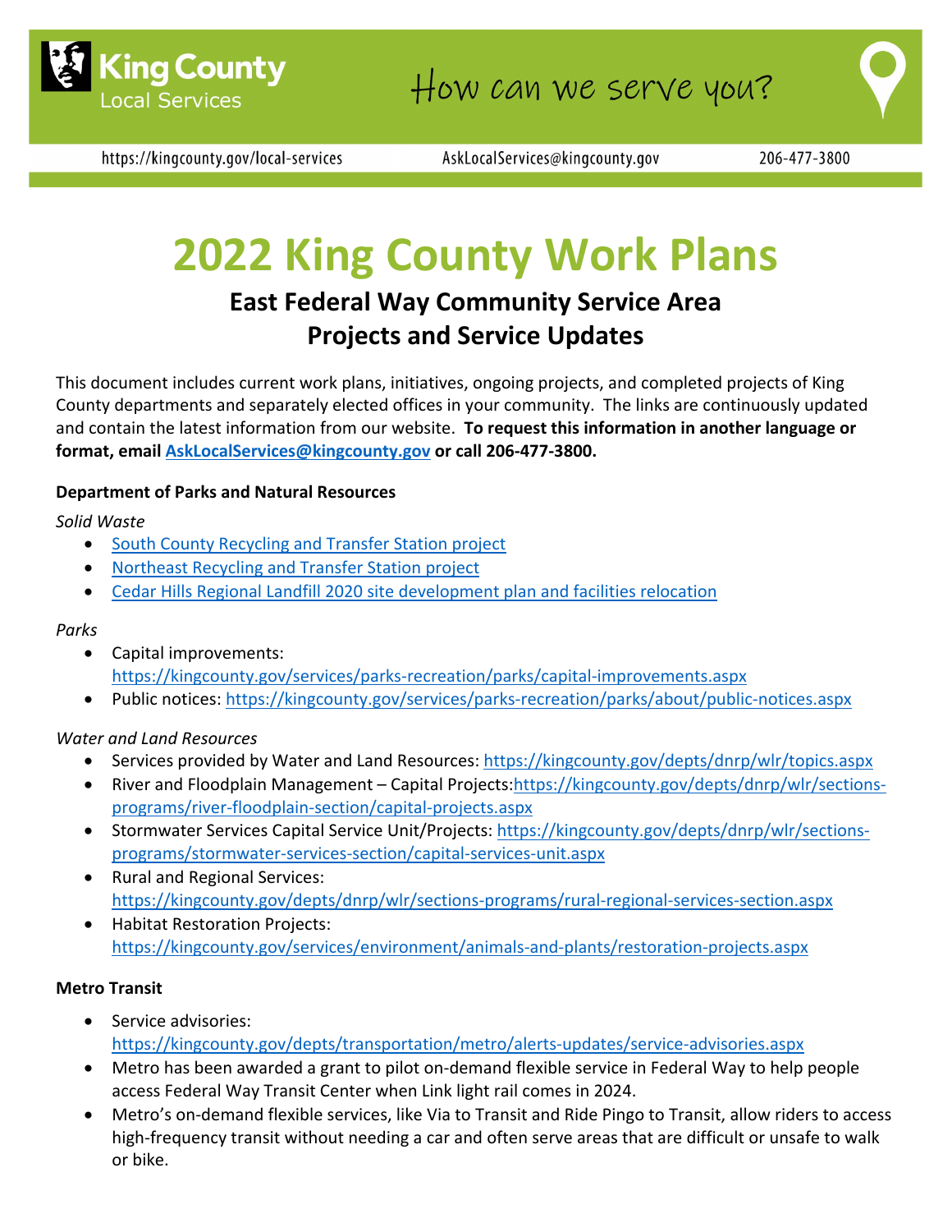King County Local Services

How can we serve you?

https://kingcounty.gov/local-services AskLocalServices@kingcounty.gov 206-477-3800

# 2022 King County Work Plans

## East Federal Way Community Service Area
## Projects and Service Updates

This document includes current work plans, initiatives, ongoing projects, and completed projects of King County departments and separately elected offices in your community. The links are continuously updated and contain the latest information from our website. **To request this information in another language or format, email AskLocalServices@kingcounty.gov or call 206-477-3800.**

**Department of Parks and Natural Resources**

*Solid Waste*

- South County Recycling and Transfer Station project
- Northeast Recycling and Transfer Station project
- Cedar Hills Regional Landfill 2020 site development plan and facilities relocation

*Parks*

- Capital improvements: https://kingcounty.gov/services/parks-recreation/parks/capital-improvements.aspx
- Public notices: https://kingcounty.gov/services/parks-recreation/parks/about/public-notices.aspx

*Water and Land Resources*

- Services provided by Water and Land Resources: https://kingcounty.gov/depts/dnrp/wlr/topics.aspx
- River and Floodplain Management – Capital Projects:https://kingcounty.gov/depts/dnrp/wlr/sections-programs/river-floodplain-section/capital-projects.aspx
- Stormwater Services Capital Service Unit/Projects: https://kingcounty.gov/depts/dnrp/wlr/sections-programs/stormwater-services-section/capital-services-unit.aspx
- Rural and Regional Services: https://kingcounty.gov/depts/dnrp/wlr/sections-programs/rural-regional-services-section.aspx
- Habitat Restoration Projects: https://kingcounty.gov/services/environment/animals-and-plants/restoration-projects.aspx

**Metro Transit**

- Service advisories: https://kingcounty.gov/depts/transportation/metro/alerts-updates/service-advisories.aspx
- Metro has been awarded a grant to pilot on-demand flexible service in Federal Way to help people access Federal Way Transit Center when Link light rail comes in 2024.
- Metro's on-demand flexible services, like Via to Transit and Ride Pingo to Transit, allow riders to access high-frequency transit without needing a car and often serve areas that are difficult or unsafe to walk or bike.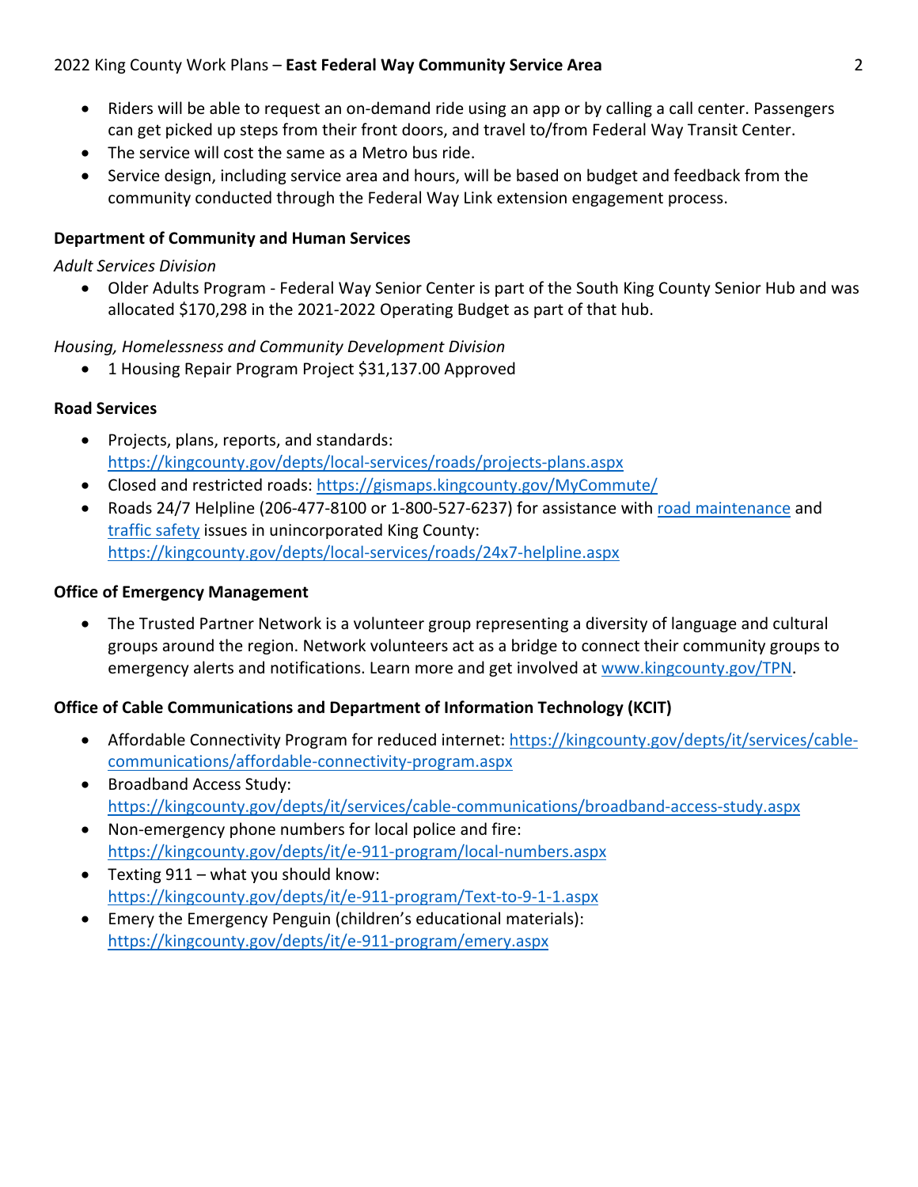- Riders will be able to request an on-demand ride using an app or by calling a call center. Passengers can get picked up steps from their front doors, and travel to/from Federal Way Transit Center.
- The service will cost the same as a Metro bus ride.
- Service design, including service area and hours, will be based on budget and feedback from the community conducted through the Federal Way Link extension engagement process.

**Department of Community and Human Services**

*Adult Services Division*

- Older Adults Program - Federal Way Senior Center is part of the South King County Senior Hub and was allocated $170,298 in the 2021-2022 Operating Budget as part of that hub.

*Housing, Homelessness and Community Development Division*

- 1 Housing Repair Program Project $31,137.00 Approved

**Road Services**

- Projects, plans, reports, and standards: https://kingcounty.gov/depts/local-services/roads/projects-plans.aspx
- Closed and restricted roads: https://gismaps.kingcounty.gov/MyCommute/
- Roads 24/7 Helpline (206-477-8100 or 1-800-527-6237) for assistance with road maintenance and traffic safety issues in unincorporated King County: https://kingcounty.gov/depts/local-services/roads/24x7-helpline.aspx

**Office of Emergency Management**

- The Trusted Partner Network is a volunteer group representing a diversity of language and cultural groups around the region. Network volunteers act as a bridge to connect their community groups to emergency alerts and notifications. Learn more and get involved at www.kingcounty.gov/TPN.

**Office of Cable Communications and Department of Information Technology (KCIT)**

- Affordable Connectivity Program for reduced internet: https://kingcounty.gov/depts/it/services/cable-communications/affordable-connectivity-program.aspx
- Broadband Access Study: https://kingcounty.gov/depts/it/services/cable-communications/broadband-access-study.aspx
- Non-emergency phone numbers for local police and fire: https://kingcounty.gov/depts/it/e-911-program/local-numbers.aspx
- Texting 911 – what you should know: https://kingcounty.gov/depts/it/e-911-program/Text-to-9-1-1.aspx
- Emery the Emergency Penguin (children's educational materials): https://kingcounty.gov/depts/it/e-911-program/emery.aspx